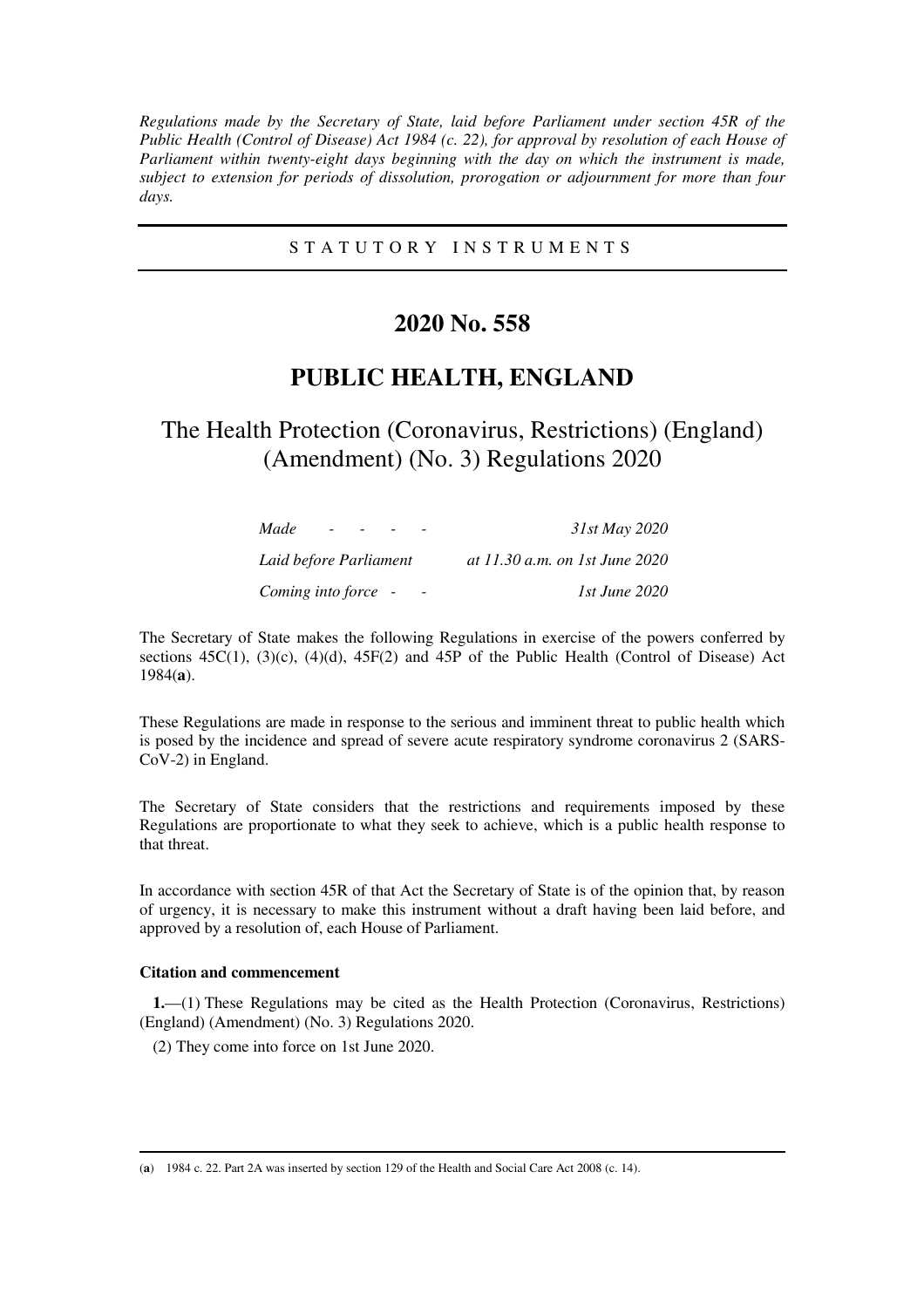*Regulations made by the Secretary of State, laid before Parliament under section 45R of the Public Health (Control of Disease) Act 1984 (c. 22), for approval by resolution of each House of Parliament within twenty-eight days beginning with the day on which the instrument is made, subject to extension for periods of dissolution, prorogation or adjournment for more than four days.*

STATUTORY INSTRUMENTS

# 2020 No. 558

# PUBLIC HEALTH, ENGLAND

## The Health Protection (Coronavirus, Restrictions) (England) (Amendment) (No. 3) Regulations 2020

| | |
|---|---|
| *Made - - - -* | *31st May 2020* |
| *Laid before Parliament* | *at 11.30 a.m. on 1st June 2020* |
| *Coming into force - -* | *1st June 2020* |

The Secretary of State makes the following Regulations in exercise of the powers conferred by sections 45C(1), (3)(c), (4)(d), 45F(2) and 45P of the Public Health (Control of Disease) Act 1984(**a**).

These Regulations are made in response to the serious and imminent threat to public health which is posed by the incidence and spread of severe acute respiratory syndrome coronavirus 2 (SARS-CoV-2) in England.

The Secretary of State considers that the restrictions and requirements imposed by these Regulations are proportionate to what they seek to achieve, which is a public health response to that threat.

In accordance with section 45R of that Act the Secretary of State is of the opinion that, by reason of urgency, it is necessary to make this instrument without a draft having been laid before, and approved by a resolution of, each House of Parliament.

### Citation and commencement

**1.**—(1) These Regulations may be cited as the Health Protection (Coronavirus, Restrictions) (England) (Amendment) (No. 3) Regulations 2020.

(2) They come into force on 1st June 2020.

---

(**a**) 1984 c. 22. Part 2A was inserted by section 129 of the Health and Social Care Act 2008 (c. 14).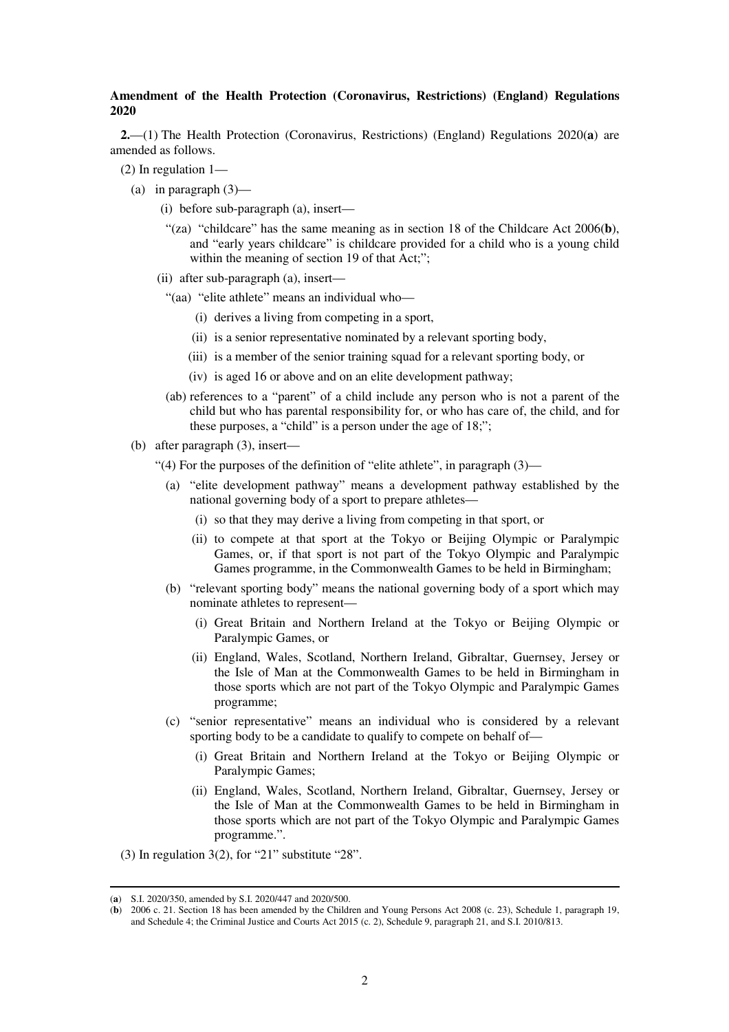**Amendment of the Health Protection (Coronavirus, Restrictions) (England) Regulations 2020**

**2.**—(1) The Health Protection (Coronavirus, Restrictions) (England) Regulations 2020(**a**) are amended as follows.

(2) In regulation 1—

(a) in paragraph (3)—

(i) before sub-paragraph (a), insert—

"(za) "childcare" has the same meaning as in section 18 of the Childcare Act 2006(**b**), and "early years childcare" is childcare provided for a child who is a young child within the meaning of section 19 of that Act;";

(ii) after sub-paragraph (a), insert—

"(aa) "elite athlete" means an individual who—

(i) derives a living from competing in a sport,

(ii) is a senior representative nominated by a relevant sporting body,

(iii) is a member of the senior training squad for a relevant sporting body, or

(iv) is aged 16 or above and on an elite development pathway;

(ab) references to a "parent" of a child include any person who is not a parent of the child but who has parental responsibility for, or who has care of, the child, and for these purposes, a "child" is a person under the age of 18;";

(b) after paragraph (3), insert—

"(4) For the purposes of the definition of "elite athlete", in paragraph (3)—

(a) "elite development pathway" means a development pathway established by the national governing body of a sport to prepare athletes—

(i) so that they may derive a living from competing in that sport, or

(ii) to compete at that sport at the Tokyo or Beijing Olympic or Paralympic Games, or, if that sport is not part of the Tokyo Olympic and Paralympic Games programme, in the Commonwealth Games to be held in Birmingham;

(b) "relevant sporting body" means the national governing body of a sport which may nominate athletes to represent—

(i) Great Britain and Northern Ireland at the Tokyo or Beijing Olympic or Paralympic Games, or

(ii) England, Wales, Scotland, Northern Ireland, Gibraltar, Guernsey, Jersey or the Isle of Man at the Commonwealth Games to be held in Birmingham in those sports which are not part of the Tokyo Olympic and Paralympic Games programme;

(c) "senior representative" means an individual who is considered by a relevant sporting body to be a candidate to qualify to compete on behalf of—

(i) Great Britain and Northern Ireland at the Tokyo or Beijing Olympic or Paralympic Games;

(ii) England, Wales, Scotland, Northern Ireland, Gibraltar, Guernsey, Jersey or the Isle of Man at the Commonwealth Games to be held in Birmingham in those sports which are not part of the Tokyo Olympic and Paralympic Games programme.".

(3) In regulation 3(2), for "21" substitute "28".

---

(**a**) S.I. 2020/350, amended by S.I. 2020/447 and 2020/500.

(**b**) 2006 c. 21. Section 18 has been amended by the Children and Young Persons Act 2008 (c. 23), Schedule 1, paragraph 19, and Schedule 4; the Criminal Justice and Courts Act 2015 (c. 2), Schedule 9, paragraph 21, and S.I. 2010/813.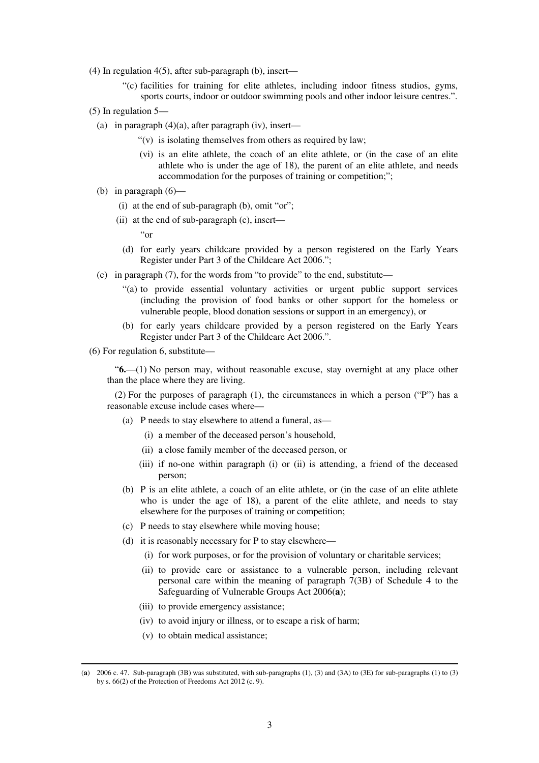(4) In regulation 4(5), after sub-paragraph (b), insert—

> "(c) facilities for training for elite athletes, including indoor fitness studios, gyms, sports courts, indoor or outdoor swimming pools and other indoor leisure centres.".

(5) In regulation 5—

(a) in paragraph (4)(a), after paragraph (iv), insert—

> "(v) is isolating themselves from others as required by law;
>
> (vi) is an elite athlete, the coach of an elite athlete, or (in the case of an elite athlete who is under the age of 18), the parent of an elite athlete, and needs accommodation for the purposes of training or competition;";

(b) in paragraph (6)—

(i) at the end of sub-paragraph (b), omit "or";

(ii) at the end of sub-paragraph (c), insert—

> "or
>
> (d) for early years childcare provided by a person registered on the Early Years Register under Part 3 of the Childcare Act 2006.";

(c) in paragraph (7), for the words from "to provide" to the end, substitute—

> "(a) to provide essential voluntary activities or urgent public support services (including the provision of food banks or other support for the homeless or vulnerable people, blood donation sessions or support in an emergency), or
>
> (b) for early years childcare provided by a person registered on the Early Years Register under Part 3 of the Childcare Act 2006.".

(6) For regulation 6, substitute—

> "**6.**—(1) No person may, without reasonable excuse, stay overnight at any place other than the place where they are living.
>
> (2) For the purposes of paragraph (1), the circumstances in which a person ("P") has a reasonable excuse include cases where—
>
> (a) P needs to stay elsewhere to attend a funeral, as—
>
> (i) a member of the deceased person's household,
>
> (ii) a close family member of the deceased person, or
>
> (iii) if no-one within paragraph (i) or (ii) is attending, a friend of the deceased person;
>
> (b) P is an elite athlete, a coach of an elite athlete, or (in the case of an elite athlete who is under the age of 18), a parent of the elite athlete, and needs to stay elsewhere for the purposes of training or competition;
>
> (c) P needs to stay elsewhere while moving house;
>
> (d) it is reasonably necessary for P to stay elsewhere—
>
> (i) for work purposes, or for the provision of voluntary or charitable services;
>
> (ii) to provide care or assistance to a vulnerable person, including relevant personal care within the meaning of paragraph 7(3B) of Schedule 4 to the Safeguarding of Vulnerable Groups Act 2006(**a**);
>
> (iii) to provide emergency assistance;
>
> (iv) to avoid injury or illness, or to escape a risk of harm;
>
> (v) to obtain medical assistance;

---

(**a**) 2006 c. 47. Sub-paragraph (3B) was substituted, with sub-paragraphs (1), (3) and (3A) to (3E) for sub-paragraphs (1) to (3) by s. 66(2) of the Protection of Freedoms Act 2012 (c. 9).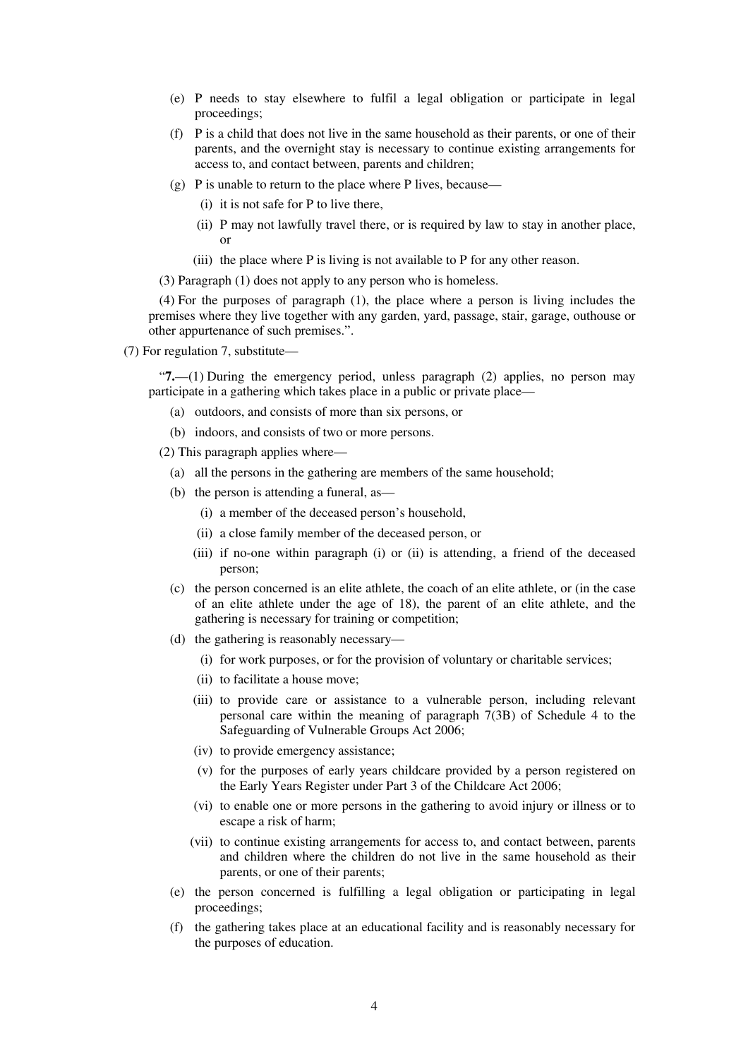(e) P needs to stay elsewhere to fulfil a legal obligation or participate in legal proceedings;

(f) P is a child that does not live in the same household as their parents, or one of their parents, and the overnight stay is necessary to continue existing arrangements for access to, and contact between, parents and children;

(g) P is unable to return to the place where P lives, because—

(i) it is not safe for P to live there,

(ii) P may not lawfully travel there, or is required by law to stay in another place, or

(iii) the place where P is living is not available to P for any other reason.

(3) Paragraph (1) does not apply to any person who is homeless.

(4) For the purposes of paragraph (1), the place where a person is living includes the premises where they live together with any garden, yard, passage, stair, garage, outhouse or other appurtenance of such premises.".

(7) For regulation 7, substitute—

"**7.**—(1) During the emergency period, unless paragraph (2) applies, no person may participate in a gathering which takes place in a public or private place—

(a) outdoors, and consists of more than six persons, or

(b) indoors, and consists of two or more persons.

(2) This paragraph applies where—

(a) all the persons in the gathering are members of the same household;

(b) the person is attending a funeral, as—

(i) a member of the deceased person's household,

(ii) a close family member of the deceased person, or

(iii) if no-one within paragraph (i) or (ii) is attending, a friend of the deceased person;

(c) the person concerned is an elite athlete, the coach of an elite athlete, or (in the case of an elite athlete under the age of 18), the parent of an elite athlete, and the gathering is necessary for training or competition;

(d) the gathering is reasonably necessary—

(i) for work purposes, or for the provision of voluntary or charitable services;

(ii) to facilitate a house move;

(iii) to provide care or assistance to a vulnerable person, including relevant personal care within the meaning of paragraph 7(3B) of Schedule 4 to the Safeguarding of Vulnerable Groups Act 2006;

(iv) to provide emergency assistance;

(v) for the purposes of early years childcare provided by a person registered on the Early Years Register under Part 3 of the Childcare Act 2006;

(vi) to enable one or more persons in the gathering to avoid injury or illness or to escape a risk of harm;

(vii) to continue existing arrangements for access to, and contact between, parents and children where the children do not live in the same household as their parents, or one of their parents;

(e) the person concerned is fulfilling a legal obligation or participating in legal proceedings;

(f) the gathering takes place at an educational facility and is reasonably necessary for the purposes of education.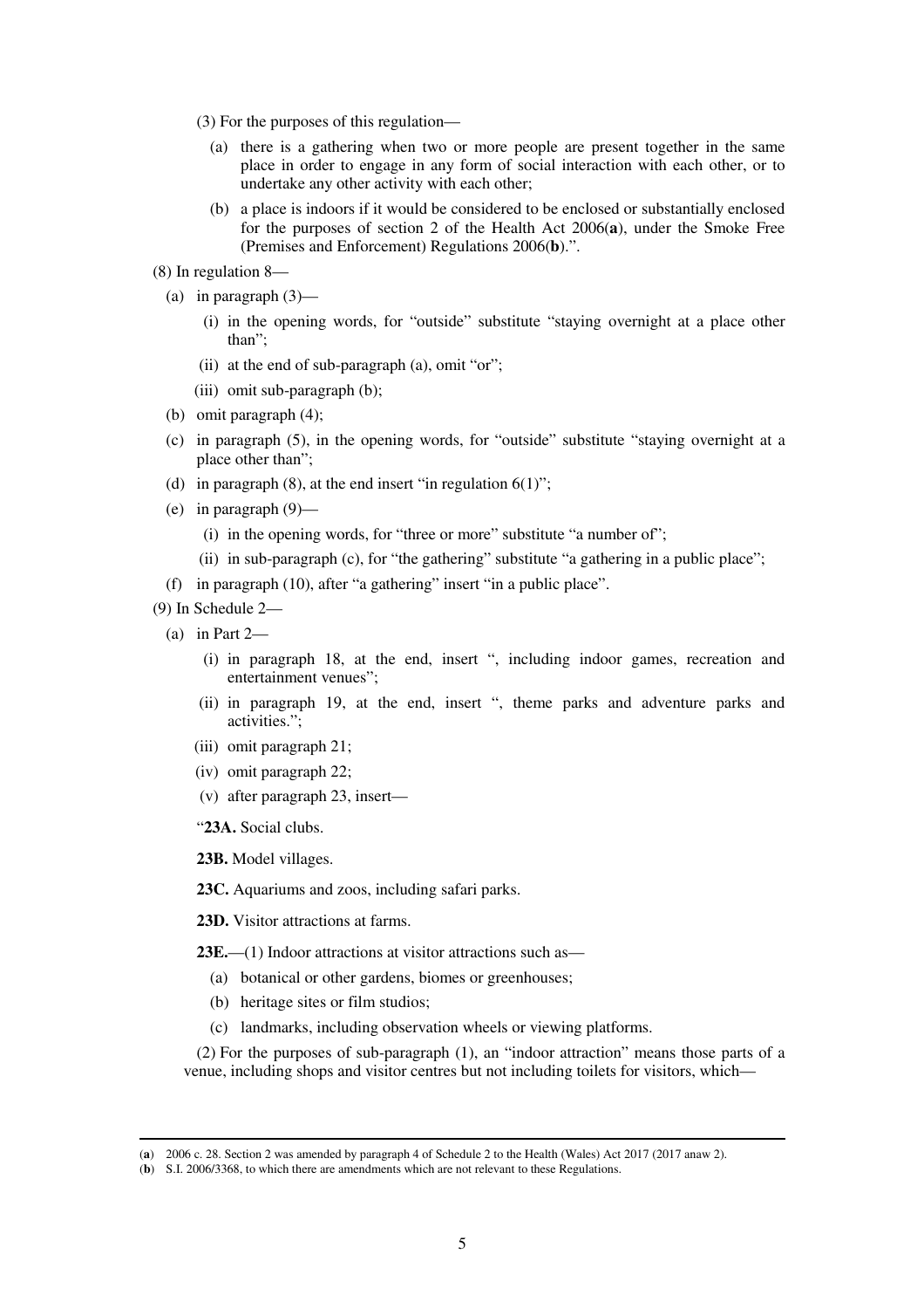(3) For the purposes of this regulation—

(a) there is a gathering when two or more people are present together in the same place in order to engage in any form of social interaction with each other, or to undertake any other activity with each other;

(b) a place is indoors if it would be considered to be enclosed or substantially enclosed for the purposes of section 2 of the Health Act 2006(**a**), under the Smoke Free (Premises and Enforcement) Regulations 2006(**b**).".

(8) In regulation 8—

(a) in paragraph (3)—

(i) in the opening words, for "outside" substitute "staying overnight at a place other than";

(ii) at the end of sub-paragraph (a), omit "or";

(iii) omit sub-paragraph (b);

(b) omit paragraph (4);

(c) in paragraph (5), in the opening words, for "outside" substitute "staying overnight at a place other than";

(d) in paragraph (8), at the end insert "in regulation 6(1)";

(e) in paragraph (9)—

(i) in the opening words, for "three or more" substitute "a number of";

(ii) in sub-paragraph (c), for "the gathering" substitute "a gathering in a public place";

(f) in paragraph (10), after "a gathering" insert "in a public place".

(9) In Schedule 2—

(a) in Part 2—

(i) in paragraph 18, at the end, insert ", including indoor games, recreation and entertainment venues";

(ii) in paragraph 19, at the end, insert ", theme parks and adventure parks and activities.";

(iii) omit paragraph 21;

(iv) omit paragraph 22;

(v) after paragraph 23, insert—

"**23A.** Social clubs.

**23B.** Model villages.

**23C.** Aquariums and zoos, including safari parks.

**23D.** Visitor attractions at farms.

**23E.**—(1) Indoor attractions at visitor attractions such as—

(a) botanical or other gardens, biomes or greenhouses;

(b) heritage sites or film studios;

(c) landmarks, including observation wheels or viewing platforms.

(2) For the purposes of sub-paragraph (1), an "indoor attraction" means those parts of a venue, including shops and visitor centres but not including toilets for visitors, which—

---

(**a**) 2006 c. 28. Section 2 was amended by paragraph 4 of Schedule 2 to the Health (Wales) Act 2017 (2017 anaw 2).

(**b**) S.I. 2006/3368, to which there are amendments which are not relevant to these Regulations.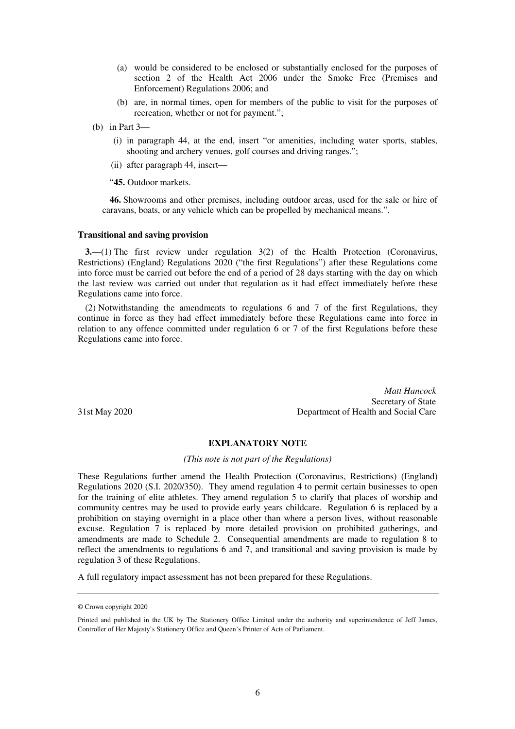(a) would be considered to be enclosed or substantially enclosed for the purposes of section 2 of the Health Act 2006 under the Smoke Free (Premises and Enforcement) Regulations 2006; and

(b) are, in normal times, open for members of the public to visit for the purposes of recreation, whether or not for payment.";

(b) in Part 3—

(i) in paragraph 44, at the end, insert "or amenities, including water sports, stables, shooting and archery venues, golf courses and driving ranges.";

(ii) after paragraph 44, insert—

"**45.** Outdoor markets.

**46.** Showrooms and other premises, including outdoor areas, used for the sale or hire of caravans, boats, or any vehicle which can be propelled by mechanical means.".

**Transitional and saving provision**

**3.**—(1) The first review under regulation 3(2) of the Health Protection (Coronavirus, Restrictions) (England) Regulations 2020 ("the first Regulations") after these Regulations come into force must be carried out before the end of a period of 28 days starting with the day on which the last review was carried out under that regulation as it had effect immediately before these Regulations came into force.

(2) Notwithstanding the amendments to regulations 6 and 7 of the first Regulations, they continue in force as they had effect immediately before these Regulations came into force in relation to any offence committed under regulation 6 or 7 of the first Regulations before these Regulations came into force.

*Matt Hancock*
Secretary of State
31st May 2020 Department of Health and Social Care

## EXPLANATORY NOTE

*(This note is not part of the Regulations)*

These Regulations further amend the Health Protection (Coronavirus, Restrictions) (England) Regulations 2020 (S.I. 2020/350). They amend regulation 4 to permit certain businesses to open for the training of elite athletes. They amend regulation 5 to clarify that places of worship and community centres may be used to provide early years childcare. Regulation 6 is replaced by a prohibition on staying overnight in a place other than where a person lives, without reasonable excuse. Regulation 7 is replaced by more detailed provision on prohibited gatherings, and amendments are made to Schedule 2. Consequential amendments are made to regulation 8 to reflect the amendments to regulations 6 and 7, and transitional and saving provision is made by regulation 3 of these Regulations.

A full regulatory impact assessment has not been prepared for these Regulations.

---

© Crown copyright 2020

Printed and published in the UK by The Stationery Office Limited under the authority and superintendence of Jeff James, Controller of Her Majesty's Stationery Office and Queen's Printer of Acts of Parliament.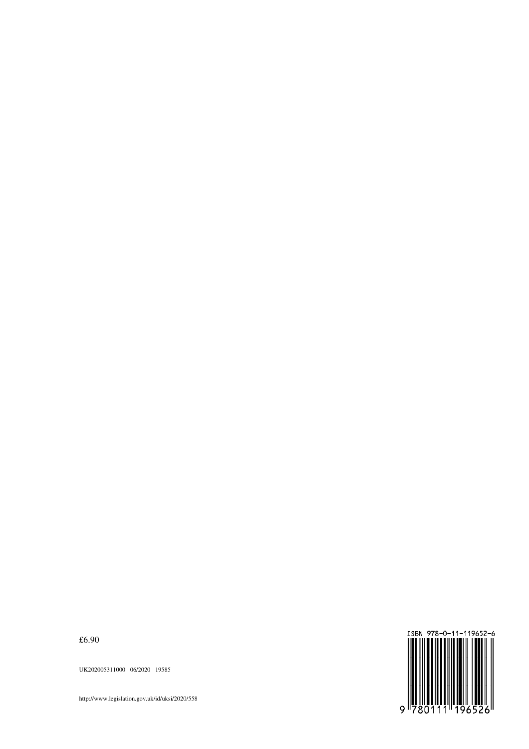£6.90

UK202005311000 06/2020 19585

http://www.legislation.gov.uk/id/uksi/2020/558

ISBN 978-0-11-119652-6

9 780111 196526